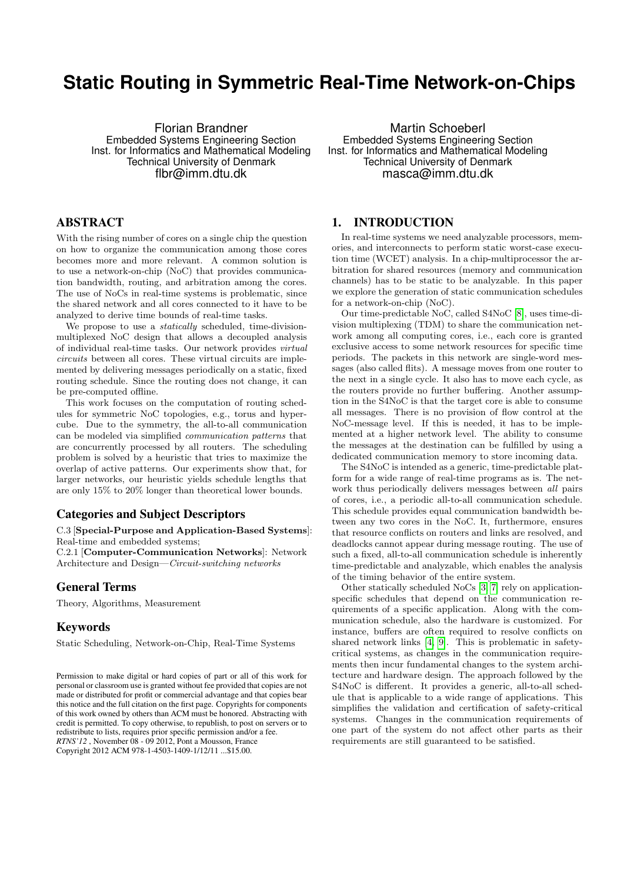# Static Routing in Symmetric Real-Time Network-on-Chips

Florian Brandner
Embedded Systems Engineering Section
Inst. for Informatics and Mathematical Modeling
Technical University of Denmark
flbr@imm.dtu.dk

Martin Schoeberl
Embedded Systems Engineering Section
Inst. for Informatics and Mathematical Modeling
Technical University of Denmark
masca@imm.dtu.dk

## ABSTRACT

With the rising number of cores on a single chip the question on how to organize the communication among those cores becomes more and more relevant. A common solution is to use a network-on-chip (NoC) that provides communication bandwidth, routing, and arbitration among the cores. The use of NoCs in real-time systems is problematic, since the shared network and all cores connected to it have to be analyzed to derive time bounds of real-time tasks.

We propose to use a *statically* scheduled, time-division-multiplexed NoC design that allows a decoupled analysis of individual real-time tasks. Our network provides *virtual circuits* between all cores. These virtual circuits are implemented by delivering messages periodically on a static, fixed routing schedule. Since the routing does not change, it can be pre-computed offline.

This work focuses on the computation of routing schedules for symmetric NoC topologies, e.g., torus and hypercube. Due to the symmetry, the all-to-all communication can be modeled via simplified *communication patterns* that are concurrently processed by all routers. The scheduling problem is solved by a heuristic that tries to maximize the overlap of active patterns. Our experiments show that, for larger networks, our heuristic yields schedule lengths that are only 15% to 20% longer than theoretical lower bounds.

### Categories and Subject Descriptors

C.3 [**Special-Purpose and Application-Based Systems**]: Real-time and embedded systems;
C.2.1 [**Computer-Communication Networks**]: Network Architecture and Design—*Circuit-switching networks*

### General Terms

Theory, Algorithms, Measurement

### Keywords

Static Scheduling, Network-on-Chip, Real-Time Systems

Permission to make digital or hard copies of part or all of this work for personal or classroom use is granted without fee provided that copies are not made or distributed for profit or commercial advantage and that copies bear this notice and the full citation on the first page. Copyrights for components of this work owned by others than ACM must be honored. Abstracting with credit is permitted. To copy otherwise, to republish, to post on servers or to redistribute to lists, requires prior specific permission and/or a fee.
*RTNS'12* , November 08 - 09 2012, Pont a Mousson, France
Copyright 2012 ACM 978-1-4503-1409-1/12/11 ...$15.00.

## 1. INTRODUCTION

In real-time systems we need analyzable processors, memories, and interconnects to perform static worst-case execution time (WCET) analysis. In a chip-multiprocessor the arbitration for shared resources (memory and communication channels) has to be static to be analyzable. In this paper we explore the generation of static communication schedules for a network-on-chip (NoC).

Our time-predictable NoC, called S4NoC [8], uses time-division multiplexing (TDM) to share the communication network among all computing cores, i.e., each core is granted exclusive access to some network resources for specific time periods. The packets in this network are single-word messages (also called flits). A message moves from one router to the next in a single cycle. It also has to move each cycle, as the routers provide no further buffering. Another assumption in the S4NoC is that the target core is able to consume all messages. There is no provision of flow control at the NoC-message level. If this is needed, it has to be implemented at a higher network level. The ability to consume the messages at the destination can be fulfilled by using a dedicated communication memory to store incoming data.

The S4NoC is intended as a generic, time-predictable platform for a wide range of real-time programs as is. The network thus periodically delivers messages between *all* pairs of cores, i.e., a periodic all-to-all communication schedule. This schedule provides equal communication bandwidth between any two cores in the NoC. It, furthermore, ensures that resource conflicts on routers and links are resolved, and deadlocks cannot appear during message routing. The use of such a fixed, all-to-all communication schedule is inherently time-predictable and analyzable, which enables the analysis of the timing behavior of the entire system.

Other statically scheduled NoCs [3, 7] rely on application-specific schedules that depend on the communication requirements of a specific application. Along with the communication schedule, also the hardware is customized. For instance, buffers are often required to resolve conflicts on shared network links [4, 9]. This is problematic in safety-critical systems, as changes in the communication requirements then incur fundamental changes to the system architecture and hardware design. The approach followed by the S4NoC is different. It provides a generic, all-to-all schedule that is applicable to a wide range of applications. This simplifies the validation and certification of safety-critical systems. Changes in the communication requirements of one part of the system do not affect other parts as their requirements are still guaranteed to be satisfied.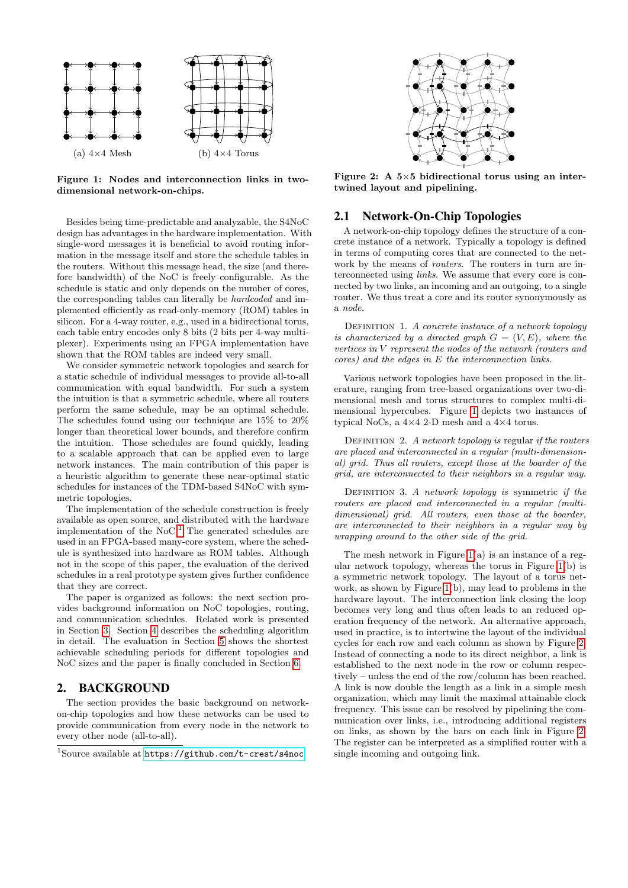(a) 4×4 Mesh

(b) 4×4 Torus

**Figure 1: Nodes and interconnection links in two-dimensional network-on-chips.**

Besides being time-predictable and analyzable, the S4NoC design has advantages in the hardware implementation. With single-word messages it is beneficial to avoid routing information in the message itself and store the schedule tables in the routers. Without this message head, the size (and therefore bandwidth) of the NoC is freely configurable. As the schedule is static and only depends on the number of cores, the corresponding tables can literally be *hardcoded* and implemented efficiently as read-only-memory (ROM) tables in silicon. For a 4-way router, e.g., used in a bidirectional torus, each table entry encodes only 8 bits (2 bits per 4-way multiplexer). Experiments using an FPGA implementation have shown that the ROM tables are indeed very small.

We consider symmetric network topologies and search for a static schedule of individual messages to provide all-to-all communication with equal bandwidth. For such a system the intuition is that a symmetric schedule, where all routers perform the same schedule, may be an optimal schedule. The schedules found using our technique are 15% to 20% longer than theoretical lower bounds, and therefore confirm the intuition. Those schedules are found quickly, leading to a scalable approach that can be applied even to large network instances. The main contribution of this paper is a heuristic algorithm to generate these near-optimal static schedules for instances of the TDM-based S4NoC with symmetric topologies.

The implementation of the schedule construction is freely available as open source, and distributed with the hardware implementation of the NoC.[1] The generated schedules are used in an FPGA-based many-core system, where the schedule is synthesized into hardware as ROM tables. Although not in the scope of this paper, the evaluation of the derived schedules in a real prototype system gives further confidence that they are correct.

The paper is organized as follows: the next section provides background information on NoC topologies, routing, and communication schedules. Related work is presented in Section 3. Section 4 describes the scheduling algorithm in detail. The evaluation in Section 5 shows the shortest achievable scheduling periods for different topologies and NoC sizes and the paper is finally concluded in Section 6.

## 2. BACKGROUND

The section provides the basic background on network-on-chip topologies and how these networks can be used to provide communication from every node in the network to every other node (all-to-all).

[1] Source available at https://github.com/t-crest/s4noc

**Figure 2: A 5×5 bidirectional torus using an intertwined layout and pipelining.**

### 2.1 Network-On-Chip Topologies

A network-on-chip topology defines the structure of a concrete instance of a network. Typically a topology is defined in terms of computing cores that are connected to the network by the means of *routers*. The routers in turn are interconnected using *links*. We assume that every core is connected by two links, an incoming and an outgoing, to a single router. We thus treat a core and its router synonymously as a *node*.

DEFINITION 1. *A concrete instance of a network topology is characterized by a directed graph $G = (V, E)$, where the vertices in $V$ represent the nodes of the network (routers and cores) and the edges in $E$ the interconnection links.*

Various network topologies have been proposed in the literature, ranging from tree-based organizations over two-dimensional mesh and torus structures to complex multi-dimensional hypercubes. Figure 1 depicts two instances of typical NoCs, a 4×4 2-D mesh and a 4×4 torus.

DEFINITION 2. *A network topology is* regular *if the routers are placed and interconnected in a regular (multi-dimensional) grid. Thus all routers, except those at the boarder of the grid, are interconnected to their neighbors in a regular way.*

DEFINITION 3. *A network topology is* symmetric *if the routers are placed and interconnected in a regular (multi-dimensional) grid. All routers, even those at the boarder, are interconnected to their neighbors in a regular way by wrapping around to the other side of the grid.*

The mesh network in Figure 1(a) is an instance of a regular network topology, whereas the torus in Figure 1(b) is a symmetric network topology. The layout of a torus network, as shown by Figure 1(b), may lead to problems in the hardware layout. The interconnection link closing the loop becomes very long and thus often leads to an reduced operation frequency of the network. An alternative approach, used in practice, is to intertwine the layout of the individual cycles for each row and each column as shown by Figure 2. Instead of connecting a node to its direct neighbor, a link is established to the next node in the row or column respectively – unless the end of the row/column has been reached. A link is now double the length as a link in a simple mesh organization, which may limit the maximal attainable clock frequency. This issue can be resolved by pipelining the communication over links, i.e., introducing additional registers on links, as shown by the bars on each link in Figure 2. The register can be interpreted as a simplified router with a single incoming and outgoing link.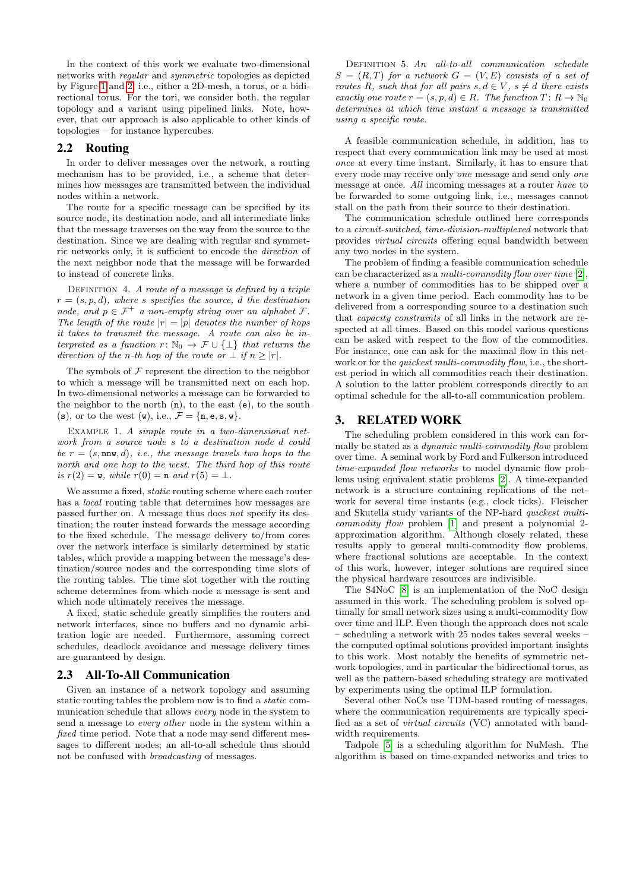In the context of this work we evaluate two-dimensional networks with *regular* and *symmetric* topologies as depicted by Figure 1 and 2, i.e., either a 2D-mesh, a torus, or a bidirectional torus. For the tori, we consider both, the regular topology and a variant using pipelined links. Note, however, that our approach is also applicable to other kinds of topologies – for instance hypercubes.

## 2.2 Routing

In order to deliver messages over the network, a routing mechanism has to be provided, i.e., a scheme that determines how messages are transmitted between the individual nodes within a network.

The route for a specific message can be specified by its source node, its destination node, and all intermediate links that the message traverses on the way from the source to the destination. Since we are dealing with regular and symmetric networks only, it is sufficient to encode the *direction* of the next neighbor node that the message will be forwarded to instead of concrete links.

Definition 4. *A route of a message is defined by a triple $r = (s, p, d)$, where $s$ specifies the source, $d$ the destination node, and $p \in \mathcal{F}^+$ a non-empty string over an alphabet $\mathcal{F}$. The length of the route $|r| = |p|$ denotes the number of hops it takes to transmit the message. A route can also be interpreted as a function $r \colon \mathbb{N}_0 \to \mathcal{F} \cup \{\bot\}$ that returns the direction of the $n$-th hop of the route or $\bot$ if $n \geq |r|$.*

The symbols of $\mathcal{F}$ represent the direction to the neighbor to which a message will be transmitted next on each hop. In two-dimensional networks a message can be forwarded to the neighbor to the north ($\mathtt{n}$), to the east ($\mathtt{e}$), to the south ($\mathtt{s}$), or to the west ($\mathtt{w}$), i.e., $\mathcal{F} = \{\mathtt{n}, \mathtt{e}, \mathtt{s}, \mathtt{w}\}$.

Example 1. *A simple route in a two-dimensional network from a source node $s$ to a destination node $d$ could be $r = (s, \mathtt{nnw}, d)$, i.e., the message travels two hops to the north and one hop to the west. The third hop of this route is $r(2) = \mathtt{w}$, while $r(0) = \mathtt{n}$ and $r(5) = \bot$.*

We assume a fixed, *static* routing scheme where each router has a *local* routing table that determines how messages are passed further on. A message thus does *not* specify its destination; the router instead forwards the message according to the fixed schedule. The message delivery to/from cores over the network interface is similarly determined by static tables, which provide a mapping between the message's destination/source nodes and the corresponding time slots of the routing tables. The time slot together with the routing scheme determines from which node a message is sent and which node ultimately receives the message.

A fixed, static schedule greatly simplifies the routers and network interfaces, since no buffers and no dynamic arbitration logic are needed. Furthermore, assuming correct schedules, deadlock avoidance and message delivery times are guaranteed by design.

## 2.3 All-To-All Communication

Given an instance of a network topology and assuming static routing tables the problem now is to find a *static* communication schedule that allows *every* node in the system to send a message to *every other* node in the system within a *fixed* time period. Note that a node may send different messages to different nodes; an all-to-all schedule thus should not be confused with *broadcasting* of messages.

Definition 5. *An all-to-all communication schedule $S = (R, T)$ for a network $G = (V, E)$ consists of a set of routes $R$, such that for all pairs $s, d \in V$, $s \neq d$ there exists exactly one route $r = (s, p, d) \in R$. The function $T \colon R \to \mathbb{N}_0$ determines at which time instant a message is transmitted using a specific route.*

A feasible communication schedule, in addition, has to respect that every communication link may be used at most *once* at every time instant. Similarly, it has to ensure that every node may receive only *one* message and send only *one* message at once. *All* incoming messages at a router *have* to be forwarded to some outgoing link, i.e., messages cannot stall on the path from their source to their destination.

The communication schedule outlined here corresponds to a *circuit-switched*, *time-division-multiplexed* network that provides *virtual circuits* offering equal bandwidth between any two nodes in the system.

The problem of finding a feasible communication schedule can be characterized as a *multi-commodity flow over time* [2], where a number of commodities has to be shipped over a network in a given time period. Each commodity has to be delivered from a corresponding source to a destination such that *capacity constraints* of all links in the network are respected at all times. Based on this model various questions can be asked with respect to the flow of the commodities. For instance, one can ask for the maximal flow in this network or for the *quickest multi-commodity flow*, i.e., the shortest period in which all commodities reach their destination. A solution to the latter problem corresponds directly to an optimal schedule for the all-to-all communication problem.

# 3. RELATED WORK

The scheduling problem considered in this work can formally be stated as a *dynamic multi-commodity flow* problem over time. A seminal work by Ford and Fulkerson introduced *time-expanded flow networks* to model dynamic flow problems using equivalent static problems [2]. A time-expanded network is a structure containing replications of the network for several time instants (e.g., clock ticks). Fleischer and Skutella study variants of the NP-hard *quickest multi-commodity flow* problem [1] and present a polynomial 2-approximation algorithm. Although closely related, these results apply to general multi-commodity flow problems, where fractional solutions are acceptable. In the context of this work, however, integer solutions are required since the physical hardware resources are indivisible.

The S4NoC [8] is an implementation of the NoC design assumed in this work. The scheduling problem is solved optimally for small network sizes using a multi-commodity flow over time and ILP. Even though the approach does not scale – scheduling a network with 25 nodes takes several weeks – the computed optimal solutions provided important insights to this work. Most notably the benefits of symmetric network topologies, and in particular the bidirectional torus, as well as the pattern-based scheduling strategy are motivated by experiments using the optimal ILP formulation.

Several other NoCs use TDM-based routing of messages, where the communication requirements are typically specified as a set of *virtual circuits* (VC) annotated with bandwidth requirements.

Tadpole [5] is a scheduling algorithm for NuMesh. The algorithm is based on time-expanded networks and tries to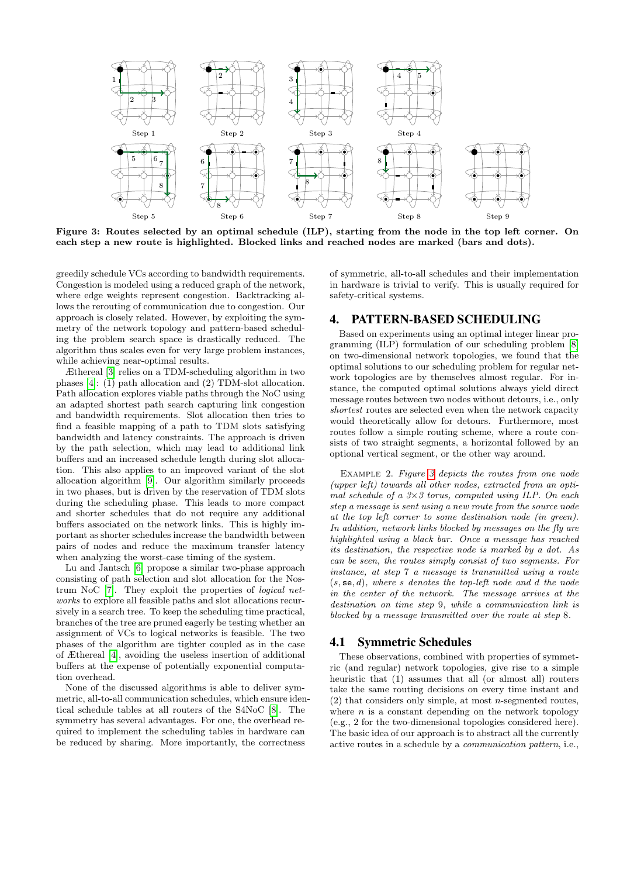**Figure 3: Routes selected by an optimal schedule (ILP), starting from the node in the top left corner. On each step a new route is highlighted. Blocked links and reached nodes are marked (bars and dots).**

greedily schedule VCs according to bandwidth requirements. Congestion is modeled using a reduced graph of the network, where edge weights represent congestion. Backtracking allows the rerouting of communication due to congestion. Our approach is closely related. However, by exploiting the symmetry of the network topology and pattern-based scheduling the problem search space is drastically reduced. The algorithm thus scales even for very large problem instances, while achieving near-optimal results.

Æthereal [3] relies on a TDM-scheduling algorithm in two phases [4]: (1) path allocation and (2) TDM-slot allocation. Path allocation explores viable paths through the NoC using an adapted shortest path search capturing link congestion and bandwidth requirements. Slot allocation then tries to find a feasible mapping of a path to TDM slots satisfying bandwidth and latency constraints. The approach is driven by the path selection, which may lead to additional link buffers and an increased schedule length during slot allocation. This also applies to an improved variant of the slot allocation algorithm [9]. Our algorithm similarly proceeds in two phases, but is driven by the reservation of TDM slots during the scheduling phase. This leads to more compact and shorter schedules that do not require any additional buffers associated on the network links. This is highly important as shorter schedules increase the bandwidth between pairs of nodes and reduce the maximum transfer latency when analyzing the worst-case timing of the system.

Lu and Jantsch [6] propose a similar two-phase approach consisting of path selection and slot allocation for the Nostrum NoC [7]. They exploit the properties of *logical networks* to explore all feasible paths and slot allocations recursively in a search tree. To keep the scheduling time practical, branches of the tree are pruned eagerly be testing whether an assignment of VCs to logical networks is feasible. The two phases of the algorithm are tighter coupled as in the case of Æthereal [4], avoiding the useless insertion of additional buffers at the expense of potentially exponential computation overhead.

None of the discussed algorithms is able to deliver symmetric, all-to-all communication schedules, which ensure identical schedule tables at all routers of the S4NoC [8]. The symmetry has several advantages. For one, the overhead required to implement the scheduling tables in hardware can be reduced by sharing. More importantly, the correctness of symmetric, all-to-all schedules and their implementation in hardware is trivial to verify. This is usually required for safety-critical systems.

## 4. PATTERN-BASED SCHEDULING

Based on experiments using an optimal integer linear programming (ILP) formulation of our scheduling problem [8] on two-dimensional network topologies, we found that the optimal solutions to our scheduling problem for regular network topologies are by themselves almost regular. For instance, the computed optimal solutions always yield direct message routes between two nodes without detours, i.e., only *shortest* routes are selected even when the network capacity would theoretically allow for detours. Furthermore, most routes follow a simple routing scheme, where a route consists of two straight segments, a horizontal followed by an optional vertical segment, or the other way around.

Example 2. *Figure 3 depicts the routes from one node (upper left) towards all other nodes, extracted from an optimal schedule of a 3×3 torus, computed using ILP. On each step a message is sent using a new route from the source node at the top left corner to some destination node (in green). In addition, network links blocked by messages on the fly are highlighted using a black bar. Once a message has reached its destination, the respective node is marked by a dot. As can be seen, the routes simply consist of two segments. For instance, at step 7 a message is transmitted using a route* ($s$, se, $d$)*, where $s$ denotes the top-left node and $d$ the node in the center of the network. The message arrives at the destination on time step 9, while a communication link is blocked by a message transmitted over the route at step 8.*

### 4.1 Symmetric Schedules

These observations, combined with properties of symmetric (and regular) network topologies, give rise to a simple heuristic that (1) assumes that all (or almost all) routers take the same routing decisions on every time instant and (2) that considers only simple, at most $n$-segmented routes, where $n$ is a constant depending on the network topology (e.g., 2 for the two-dimensional topologies considered here). The basic idea of our approach is to abstract all the currently active routes in a schedule by a *communication pattern*, i.e.,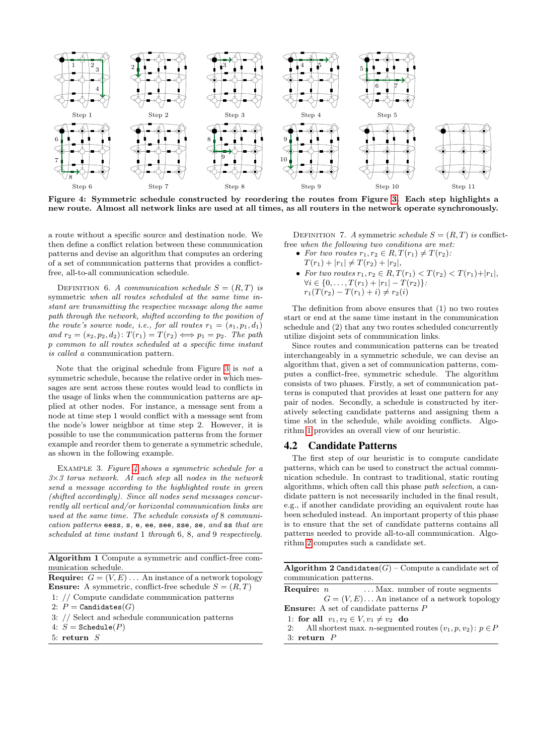**Figure 4: Symmetric schedule constructed by reordering the routes from Figure 3. Each step highlights a new route. Almost all network links are used at all times, as all routers in the network operate synchronously.**

a route without a specific source and destination node. We then define a conflict relation between these communication patterns and devise an algorithm that computes an ordering of a set of communication patterns that provides a conflict-free, all-to-all communication schedule.

DEFINITION 6. *A communication schedule $S = (R, T)$ is* symmetric *when all routes scheduled at the same time instant are transmitting the respective message along the same path through the network, shifted according to the position of the route's source node, i.e., for all routes $r_1 = (s_1, p_1, d_1)$ and $r_2 = (s_2, p_2, d_2)$: $T(r_1) = T(r_2) \iff p_1 = p_2$. The path $p$ common to all routes scheduled at a specific time instant is called a* communication pattern.

Note that the original schedule from Figure 3 is *not* a symmetric schedule, because the relative order in which messages are sent across these routes would lead to conflicts in the usage of links when the communication patterns are applied at other nodes. For instance, a message sent from a node at time step 1 would conflict with a message sent from the node's lower neighbor at time step 2. However, it is possible to use the communication patterns from the former example and reorder them to generate a symmetric schedule, as shown in the following example.

EXAMPLE 3. *Figure 4 shows a symmetric schedule for a 3×3 torus network. At each step all nodes in the network send a message according to the highlighted route in green (shifted accordingly). Since all nodes send messages concurrently all vertical and/or horizontal communication links are used at the same time. The schedule consists of 8 communication patterns* `eess`*,* `s`*,* `e`*,* `ee`*,* `see`*,* `sse`*,* `se`*, and* `ss` *that are scheduled at time instant 1 through 6, 8, and 9 respectively.*

---

**Algorithm 1** Compute a symmetric and conflict-free communication schedule.

**Require:** $G = (V, E) \ldots$ An instance of a network topology
**Ensure:** A symmetric, conflict-free schedule $S = (R, T)$

```
1: // Compute candidate communication patterns
2: P = Candidates(G)
3: // Select and schedule communication patterns
4: S = Schedule(P)
5: return S
```

---

DEFINITION 7. *A symmetric schedule $S = (R, T)$ is* conflict-free *when the following two conditions are met:*

- *For two routes $r_1, r_2 \in R, T(r_1) \neq T(r_2)$:*
  $T(r_1) + |r_1| \neq T(r_2) + |r_2|$,
- *For two routes $r_1, r_2 \in R, T(r_1) < T(r_2) < T(r_1) + |r_1|$, $\forall i \in \{0, \ldots, T(r_1) + |r_1| - T(r_2)\}$:*
  $r_1(T(r_2) - T(r_1) + i) \neq r_2(i)$

The definition from above ensures that (1) no two routes start or end at the same time instant in the communication schedule and (2) that any two routes scheduled concurrently utilize disjoint sets of communication links.

Since routes and communication patterns can be treated interchangeably in a symmetric schedule, we can devise an algorithm that, given a set of communication patterns, computes a conflict-free, symmetric schedule. The algorithm consists of two phases. Firstly, a set of communication patterns is computed that provides at least one pattern for any pair of nodes. Secondly, a schedule is constructed by iteratively selecting candidate patterns and assigning them a time slot in the schedule, while avoiding conflicts. Algorithm 1 provides an overall view of our heuristic.

## 4.2 Candidate Patterns

The first step of our heuristic is to compute candidate patterns, which can be used to construct the actual communication schedule. In contrast to traditional, static routing algorithms, which often call this phase *path selection*, a candidate pattern is not necessarily included in the final result, e.g., if another candidate providing an equivalent route has been scheduled instead. An important property of this phase is to ensure that the set of candidate patterns contains all patterns needed to provide all-to-all communication. Algorithm 2 computes such a candidate set.

---

**Algorithm 2** `Candidates`$(G)$ – Compute a candidate set of communication patterns.

**Require:** $n$ ... Max. number of route segments
$G = (V, E) \ldots$ An instance of a network topology
**Ensure:** A set of candidate patterns $P$

1: **for all** $v_1, v_2 \in V, v_1 \neq v_2$ **do**
2: All shortest max. $n$-segmented routes $(v_1, p, v_2)$: $p \in P$
3: **return** $P$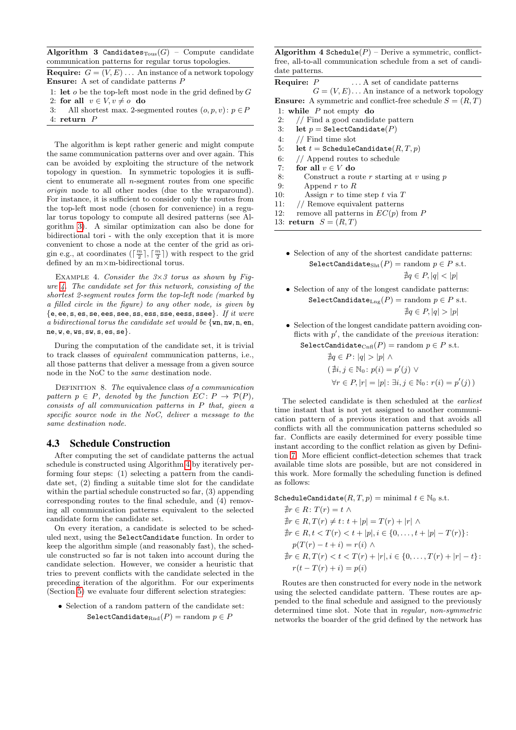**Algorithm 3** $\texttt{Candidates}_{\text{Tous}}(G)$ – Compute candidate communication patterns for regular torus topologies.

**Require:** $G = (V, E)$ ... An instance of a network topology
**Ensure:** A set of candidate patterns $P$

```
1: let o be the top-left most node in the grid defined by G
2: for all v ∈ V, v ≠ o do
3:     All shortest max. 2-segmented routes (o, p, v): p ∈ P
4: return P
```

The algorithm is kept rather generic and might compute the same communication patterns over and over again. This can be avoided by exploiting the structure of the network topology in question. In symmetric topologies it is sufficient to enumerate all $n$-segment routes from one specific *origin* node to all other nodes (due to the wraparound). For instance, it is sufficient to consider only the routes from the top-left most node (chosen for convenience) in a regular torus topology to compute all desired patterns (see Algorithm 3). A similar optimization can also be done for bidirectional tori - with the only exception that it is more convenient to chose a node at the center of the grid as origin e.g., at coordinates $(\lceil \frac{m}{2} \rceil, \lceil \frac{m}{2} \rceil)$ with respect to the grid defined by an m×m-bidirectional torus.

Example 4. *Consider the 3×3 torus as shown by Figure 4. The candidate set for this network, consisting of the shortest 2-segment routes form the top-left node (marked by a filled circle in the figure) to any other node, is given by* {`e`, `ee`, `s`, `es`, `se`, `ees`, `see`, `ss`, `ess`, `sse`, `eess`, `ssee`}. *If it were a bidirectional torus the candidate set would be* {`wn`, `nw`, `n`, `en`, `ne`, `w`, `e`, `ws`, `sw`, `s`, `es`, `se`}.

During the computation of the candidate set, it is trivial to track classes of *equivalent* communication patterns, i.e., all those patterns that deliver a message from a given source node in the NoC to the *same* destination node.

Definition 8. *The* equivalence class *of a communication pattern $p \in P$, denoted by the function $EC: P \to \mathcal{P}(P)$, consists of all communication patterns in $P$ that, given a specific source node in the NoC, deliver a message to the same destination node.*

## 4.3 Schedule Construction

After computing the set of candidate patterns the actual schedule is constructed using Algorithm 4 by iteratively performing four steps: (1) selecting a pattern from the candidate set, (2) finding a suitable time slot for the candidate within the partial schedule constructed so far, (3) appending corresponding routes to the final schedule, and (4) removing all communication patterns equivalent to the selected candidate form the candidate set.

On every iteration, a candidate is selected to be scheduled next, using the `SelectCandidate` function. In order to keep the algorithm simple (and reasonably fast), the schedule constructed so far is not taken into account during the candidate selection. However, we consider a heuristic that tries to prevent conflicts with the candidate selected in the preceding iteration of the algorithm. For our experiments (Section 5) we evaluate four different selection strategies:

- Selection of a random pattern of the candidate set:
$$\texttt{SelectCandidate}_{\text{Rnd}}(P) = \text{random } p \in P$$

**Algorithm 4** $\texttt{Schedule}(P)$ – Derive a symmetric, conflict-free, all-to-all communication schedule from a set of candidate patterns.

**Require:** $P$ ... A set of candidate patterns
$G = (V, E)$ ... An instance of a network topology
**Ensure:** A symmetric and conflict-free schedule $S = (R, T)$

```
 1: while P not empty do
 2:     // Find a good candidate pattern
 3:     let p = SelectCandidate(P)
 4:     // Find time slot
 5:     let t = ScheduleCandidate(R, T, p)
 6:     // Append routes to schedule
 7:     for all v ∈ V do
 8:         Construct a route r starting at v using p
 9:         Append r to R
10:         Assign r to time step t via T
11:     // Remove equivalent patterns
12:     remove all patterns in EC(p) from P
13: return S = (R, T)
```

- Selection of any of the shortest candidate patterns:
$$\texttt{SelectCandidate}_{\text{Sht}}(P) = \text{random } p \in P \text{ s.t. } \nexists q \in P, |q| < |p|$$
- Selection of any of the longest candidate patterns:
$$\texttt{SelectCandidate}_{\text{Lng}}(P) = \text{random } p \in P \text{ s.t. } \nexists q \in P, |q| > |p|$$
- Selection of the longest candidate pattern avoiding conflicts with $p'$, the candidate of the *previous* iteration:
$$\begin{aligned}\texttt{SelectCandidate}_{\text{Cnfl}}(P) = \text{random } p \in P \text{ s.t. } \\ \nexists q \in P \colon |q| > |p| \wedge \\ (\nexists i, j \in \mathbb{N}_0 \colon p(i) = p'(j) \vee \\ \forall r \in P, |r| = |p| \colon \exists i, j \in \mathbb{N}_0 \colon r(i) = p'(j))\end{aligned}$$

The selected candidate is then scheduled at the *earliest* time instant that is not yet assigned to another communication pattern of a previous iteration and that avoids all conflicts with all the communication patterns scheduled so far. Conflicts are easily determined for every possible time instant according to the conflict relation as given by Definition 7. More efficient conflict-detection schemes that track available time slots are possible, but are not considered in this work. More formally the scheduling function is defined as follows:

$$\begin{aligned}
&\texttt{ScheduleCandidate}(R, T, p) = \text{minimal } t \in \mathbb{N}_0 \text{ s.t.} \\
&\nexists r \in R \colon T(r) = t \wedge \\
&\nexists r \in R, T(r) \neq t \colon t + |p| = T(r) + |r| \wedge \\
&\nexists r \in R, t < T(r) < t + |p|, i \in \{0, \ldots, t + |p| - T(r)\} \colon \\
&\quad p(T(r) - t + i) = r(i) \wedge \\
&\nexists r \in R, T(r) < t < T(r) + |r|, i \in \{0, \ldots, T(r) + |r| - t\} \colon \\
&\quad r(t - T(r) + i) = p(i)
\end{aligned}$$

Routes are then constructed for every node in the network using the selected candidate pattern. These routes are appended to the final schedule and assigned to the previously determined time slot. Note that in *regular, non-symmetric* networks the boarder of the grid defined by the network has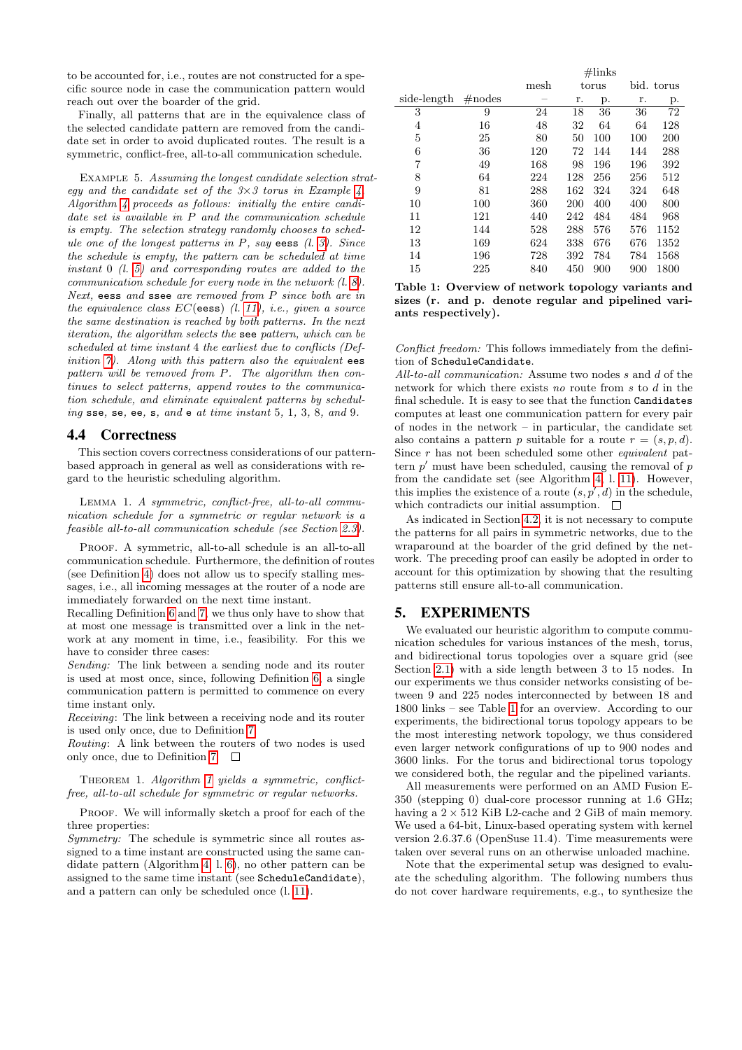to be accounted for, i.e., routes are not constructed for a specific source node in case the communication pattern would reach out over the boarder of the grid.

Finally, all patterns that are in the equivalence class of the selected candidate pattern are removed from the candidate set in order to avoid duplicated routes. The result is a symmetric, conflict-free, all-to-all communication schedule.

EXAMPLE 5. *Assuming the longest candidate selection strategy and the candidate set of the 3×3 torus in Example 4, Algorithm 4 proceeds as follows: initially the entire candidate set is available in P and the communication schedule is empty. The selection strategy randomly chooses to schedule one of the longest patterns in P, say* eess *(l. 3). Since the schedule is empty, the pattern can be scheduled at time instant 0 (l. 5) and corresponding routes are added to the communication schedule for every node in the network (l. 8). Next,* eess *and* ssee *are removed from P since both are in the equivalence class EC(*eess*) (l. 11), i.e., given a source the same destination is reached by both patterns. In the next iteration, the algorithm selects the* see *pattern, which can be scheduled at time instant 4 the earliest due to conflicts (Definition 7). Along with this pattern also the equivalent* ees *pattern will be removed from P. The algorithm then continues to select patterns, append routes to the communication schedule, and eliminate equivalent patterns by scheduling* sse*,* se*,* ee*,* s*, and* e *at time instant 5, 1, 3, 8, and 9.*

## 4.4 Correctness

This section covers correctness considerations of our pattern-based approach in general as well as considerations with regard to the heuristic scheduling algorithm.

LEMMA 1. *A symmetric, conflict-free, all-to-all communication schedule for a symmetric or regular network is a feasible all-to-all communication schedule (see Section 2.3).*

PROOF. A symmetric, all-to-all schedule is an all-to-all communication schedule. Furthermore, the definition of routes (see Definition 4) does not allow us to specify stalling messages, i.e., all incoming messages at the router of a node are immediately forwarded on the next time instant.

Recalling Definition 6 and 7, we thus only have to show that at most one message is transmitted over a link in the network at any moment in time, i.e., feasibility. For this we have to consider three cases:

*Sending:* The link between a sending node and its router is used at most once, since, following Definition 6, a single communication pattern is permitted to commence on every time instant only.

*Receiving*: The link between a receiving node and its router is used only once, due to Definition 7.

*Routing*: A link between the routers of two nodes is used only once, due to Definition 7. □

THEOREM 1. *Algorithm 1 yields a symmetric, conflict-free, all-to-all schedule for symmetric or regular networks.*

PROOF. We will informally sketch a proof for each of the three properties:

*Symmetry:* The schedule is symmetric since all routes assigned to a time instant are constructed using the same candidate pattern (Algorithm 4, l. 6), no other pattern can be assigned to the same time instant (see `ScheduleCandidate`), and a pattern can only be scheduled once (l. 11).

*Conflict freedom:* This follows immediately from the definition of `ScheduleCandidate`.

*All-to-all communication:* Assume two nodes $s$ and $d$ of the network for which there exists *no* route from $s$ to $d$ in the final schedule. It is easy to see that the function `Candidates` computes at least one communication pattern for every pair of nodes in the network – in particular, the candidate set also contains a pattern $p$ suitable for a route $r = (s, p, d)$. Since $r$ has not been scheduled some other *equivalent* pattern $p'$ must have been scheduled, causing the removal of $p$ from the candidate set (see Algorithm 4, l. 11). However, this implies the existence of a route $(s, p', d)$ in the schedule, which contradicts our initial assumption. □

As indicated in Section 4.2, it is not necessary to compute the patterns for all pairs in symmetric networks, due to the wraparound at the boarder of the grid defined by the network. The preceding proof can easily be adopted in order to account for this optimization by showing that the resulting patterns still ensure all-to-all communication.

| | | #links | | | | |
|---|---|---|---|---|---|---|
| | | mesh | torus | | bid. torus | |
| side-length | #nodes | – | r. | p. | r. | p. |
| 3 | 9 | 24 | 18 | 36 | 36 | 72 |
| 4 | 16 | 48 | 32 | 64 | 64 | 128 |
| 5 | 25 | 80 | 50 | 100 | 100 | 200 |
| 6 | 36 | 120 | 72 | 144 | 144 | 288 |
| 7 | 49 | 168 | 98 | 196 | 196 | 392 |
| 8 | 64 | 224 | 128 | 256 | 256 | 512 |
| 9 | 81 | 288 | 162 | 324 | 324 | 648 |
| 10 | 100 | 360 | 200 | 400 | 400 | 800 |
| 11 | 121 | 440 | 242 | 484 | 484 | 968 |
| 12 | 144 | 528 | 288 | 576 | 576 | 1152 |
| 13 | 169 | 624 | 338 | 676 | 676 | 1352 |
| 14 | 196 | 728 | 392 | 784 | 784 | 1568 |
| 15 | 225 | 840 | 450 | 900 | 900 | 1800 |

**Table 1: Overview of network topology variants and sizes (r. and p. denote regular and pipelined variants respectively).**

## 5. EXPERIMENTS

We evaluated our heuristic algorithm to compute communication schedules for various instances of the mesh, torus, and bidirectional torus topologies over a square grid (see Section 2.1) with a side length between 3 to 15 nodes. In our experiments we thus consider networks consisting of between 9 and 225 nodes interconnected by between 18 and 1800 links – see Table 1 for an overview. According to our experiments, the bidirectional torus topology appears to be the most interesting network topology, we thus considered even larger network configurations of up to 900 nodes and 3600 links. For the torus and bidirectional torus topology we considered both, the regular and the pipelined variants.

All measurements were performed on an AMD Fusion E-350 (stepping 0) dual-core processor running at 1.6 GHz; having a 2 × 512 KiB L2-cache and 2 GiB of main memory. We used a 64-bit, Linux-based operating system with kernel version 2.6.37.6 (OpenSuse 11.4). Time measurements were taken over several runs on an otherwise unloaded machine.

Note that the experimental setup was designed to evaluate the scheduling algorithm. The following numbers thus do not cover hardware requirements, e.g., to synthesize the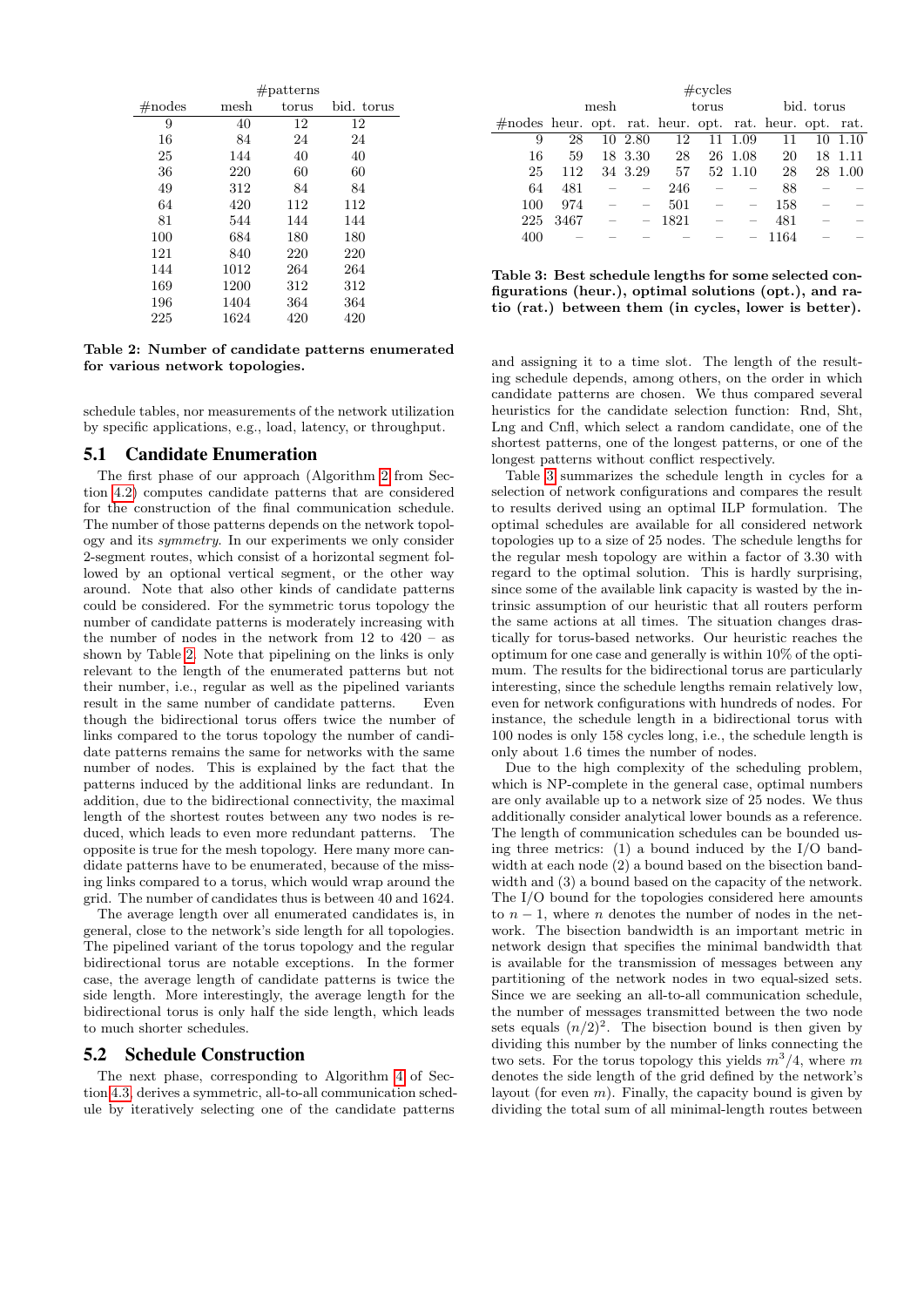| #nodes | #patterns mesh | torus | bid. torus |
|---|---|---|---|
| 9 | 40 | 12 | 12 |
| 16 | 84 | 24 | 24 |
| 25 | 144 | 40 | 40 |
| 36 | 220 | 60 | 60 |
| 49 | 312 | 84 | 84 |
| 64 | 420 | 112 | 112 |
| 81 | 544 | 144 | 144 |
| 100 | 684 | 180 | 180 |
| 121 | 840 | 220 | 220 |
| 144 | 1012 | 264 | 264 |
| 169 | 1200 | 312 | 312 |
| 196 | 1404 | 364 | 364 |
| 225 | 1624 | 420 | 420 |

**Table 2: Number of candidate patterns enumerated for various network topologies.**

schedule tables, nor measurements of the network utilization by specific applications, e.g., load, latency, or throughput.

## 5.1 Candidate Enumeration

The first phase of our approach (Algorithm 2 from Section 4.2) computes candidate patterns that are considered for the construction of the final communication schedule. The number of those patterns depends on the network topology and its *symmetry*. In our experiments we only consider 2-segment routes, which consist of a horizontal segment followed by an optional vertical segment, or the other way around. Note that also other kinds of candidate patterns could be considered. For the symmetric torus topology the number of candidate patterns is moderately increasing with the number of nodes in the network from 12 to 420 – as shown by Table 2. Note that pipelining on the links is only relevant to the length of the enumerated patterns but not their number, i.e., regular as well as the pipelined variants result in the same number of candidate patterns. Even though the bidirectional torus offers twice the number of links compared to the torus topology the number of candidate patterns remains the same for networks with the same number of nodes. This is explained by the fact that the patterns induced by the additional links are redundant. In addition, due to the bidirectional connectivity, the maximal length of the shortest routes between any two nodes is reduced, which leads to even more redundant patterns. The opposite is true for the mesh topology. Here many more candidate patterns have to be enumerated, because of the missing links compared to a torus, which would wrap around the grid. The number of candidates thus is between 40 and 1624.

The average length over all enumerated candidates is, in general, close to the network's side length for all topologies. The pipelined variant of the torus topology and the regular bidirectional torus are notable exceptions. In the former case, the average length of candidate patterns is twice the side length. More interestingly, the average length for the bidirectional torus is only half the side length, which leads to much shorter schedules.

## 5.2 Schedule Construction

The next phase, corresponding to Algorithm 4 of Section 4.3, derives a symmetric, all-to-all communication schedule by iteratively selecting one of the candidate patterns and assigning it to a time slot. The length of the resulting schedule depends, among others, on the order in which candidate patterns are chosen. We thus compared several heuristics for the candidate selection function: Rnd, Sht, Lng and Cnfl, which select a random candidate, one of the shortest patterns, one of the longest patterns, or one of the longest patterns without conflict respectively.

| #nodes | mesh heur. | mesh opt. | mesh rat. | torus heur. | torus opt. | torus rat. | bid. torus heur. | bid. torus opt. | bid. torus rat. |
|---|---|---|---|---|---|---|---|---|---|
| 9 | 28 | 10 | 2.80 | 12 | 11 | 1.09 | 11 | 10 | 1.10 |
| 16 | 59 | 18 | 3.30 | 28 | 26 | 1.08 | 20 | 18 | 1.11 |
| 25 | 112 | 34 | 3.29 | 57 | 52 | 1.10 | 28 | 28 | 1.00 |
| 64 | 481 | – | – | 246 | – | – | 88 | – | – |
| 100 | 974 | – | – | 501 | – | – | 158 | – | – |
| 225 | 3467 | – | – | 1821 | – | – | 481 | – | – |
| 400 | – | – | – | – | – | – | 1164 | – | – |

**Table 3: Best schedule lengths for some selected configurations (heur.), optimal solutions (opt.), and ratio (rat.) between them (in cycles, lower is better).**

Table 3 summarizes the schedule length in cycles for a selection of network configurations and compares the result to results derived using an optimal ILP formulation. The optimal schedules are available for all considered network topologies up to a size of 25 nodes. The schedule lengths for the regular mesh topology are within a factor of 3.30 with regard to the optimal solution. This is hardly surprising, since some of the available link capacity is wasted by the intrinsic assumption of our heuristic that all routers perform the same actions at all times. The situation changes drastically for torus-based networks. Our heuristic reaches the optimum for one case and generally is within 10% of the optimum. The results for the bidirectional torus are particularly interesting, since the schedule lengths remain relatively low, even for network configurations with hundreds of nodes. For instance, the schedule length in a bidirectional torus with 100 nodes is only 158 cycles long, i.e., the schedule length is only about 1.6 times the number of nodes.

Due to the high complexity of the scheduling problem, which is NP-complete in the general case, optimal numbers are only available up to a network size of 25 nodes. We thus additionally consider analytical lower bounds as a reference. The length of communication schedules can be bounded using three metrics: (1) a bound induced by the I/O bandwidth at each node (2) a bound based on the bisection bandwidth and (3) a bound based on the capacity of the network. The I/O bound for the topologies considered here amounts to $n-1$, where $n$ denotes the number of nodes in the network. The bisection bandwidth is an important metric in network design that specifies the minimal bandwidth that is available for the transmission of messages between any partitioning of the network nodes in two equal-sized sets. Since we are seeking an all-to-all communication schedule, the number of messages transmitted between the two node sets equals $(n/2)^2$. The bisection bound is then given by dividing this number by the number of links connecting the two sets. For the torus topology this yields $m^3/4$, where $m$ denotes the side length of the grid defined by the network's layout (for even $m$). Finally, the capacity bound is given by dividing the total sum of all minimal-length routes between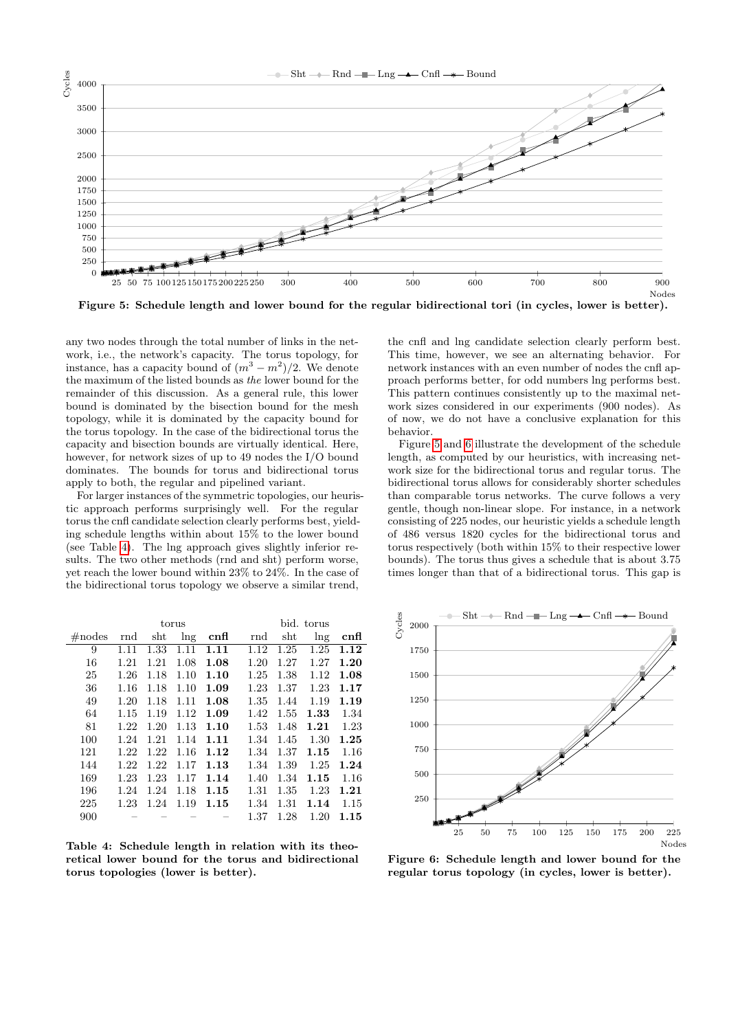Figure 5: Schedule length and lower bound for the regular bidirectional tori (in cycles, lower is better).

any two nodes through the total number of links in the network, i.e., the network's capacity. The torus topology, for instance, has a capacity bound of $(m^3 - m^2)/2$. We denote the maximum of the listed bounds as *the* lower bound for the remainder of this discussion. As a general rule, this lower bound is dominated by the bisection bound for the mesh topology, while it is dominated by the capacity bound for the torus topology. In the case of the bidirectional torus the capacity and bisection bounds are virtually identical. Here, however, for network sizes of up to 49 nodes the I/O bound dominates. The bounds for torus and bidirectional torus apply to both, the regular and pipelined variant.

For larger instances of the symmetric topologies, our heuristic approach performs surprisingly well. For the regular torus the cnfl candidate selection clearly performs best, yielding schedule lengths within about 15% to the lower bound (see Table 4). The lng approach gives slightly inferior results. The two other methods (rnd and sht) perform worse, yet reach the lower bound within 23% to 24%. In the case of the bidirectional torus topology we observe a similar trend, the cnfl and lng candidate selection clearly perform best. This time, however, we see an alternating behavior. For network instances with an even number of nodes the cnfl approach performs better, for odd numbers lng performs best. This pattern continues consistently up to the maximal network sizes considered in our experiments (900 nodes). As of now, we do not have a conclusive explanation for this behavior.

Figure 5 and 6 illustrate the development of the schedule length, as computed by our heuristics, with increasing network size for the bidirectional torus and regular torus. The bidirectional torus allows for considerably shorter schedules than comparable torus networks. The curve follows a very gentle, though non-linear slope. For instance, in a network consisting of 225 nodes, our heuristic yields a schedule length of 486 versus 1820 cycles for the bidirectional torus and torus respectively (both within 15% to their respective lower bounds). The torus thus gives a schedule that is about 3.75 times longer than that of a bidirectional torus. This gap is

| | torus | | | | bid. torus | | | |
|---|---|---|---|---|---|---|---|---|
| #nodes | rnd | sht | lng | **cnfl** | rnd | sht | lng | **cnfl** |
| 9 | 1.11 | 1.33 | 1.11 | **1.11** | 1.12 | 1.25 | 1.25 | **1.12** |
| 16 | 1.21 | 1.21 | 1.08 | **1.08** | 1.20 | 1.27 | 1.27 | **1.20** |
| 25 | 1.26 | 1.18 | 1.10 | **1.10** | 1.25 | 1.38 | 1.12 | **1.08** |
| 36 | 1.16 | 1.18 | 1.10 | **1.09** | 1.23 | 1.37 | 1.23 | **1.17** |
| 49 | 1.20 | 1.18 | 1.11 | **1.08** | 1.35 | 1.44 | 1.19 | **1.19** |
| 64 | 1.15 | 1.19 | 1.12 | **1.09** | 1.42 | 1.55 | **1.33** | 1.34 |
| 81 | 1.22 | 1.20 | 1.13 | **1.10** | 1.53 | 1.48 | **1.21** | 1.23 |
| 100 | 1.24 | 1.21 | 1.14 | **1.11** | 1.34 | 1.45 | 1.30 | **1.25** |
| 121 | 1.22 | 1.22 | 1.16 | **1.12** | 1.34 | 1.37 | **1.15** | 1.16 |
| 144 | 1.22 | 1.22 | 1.17 | **1.13** | 1.34 | 1.39 | 1.25 | **1.24** |
| 169 | 1.23 | 1.23 | 1.17 | **1.14** | 1.40 | 1.34 | **1.15** | 1.16 |
| 196 | 1.24 | 1.24 | 1.18 | **1.15** | 1.31 | 1.35 | 1.23 | **1.21** |
| 225 | 1.23 | 1.24 | 1.19 | **1.15** | 1.34 | 1.31 | **1.14** | 1.15 |
| 900 | – | – | – | – | 1.37 | 1.28 | 1.20 | **1.15** |

**Table 4: Schedule length in relation with its theoretical lower bound for the torus and bidirectional torus topologies (lower is better).**

**Figure 6: Schedule length and lower bound for the regular torus topology (in cycles, lower is better).**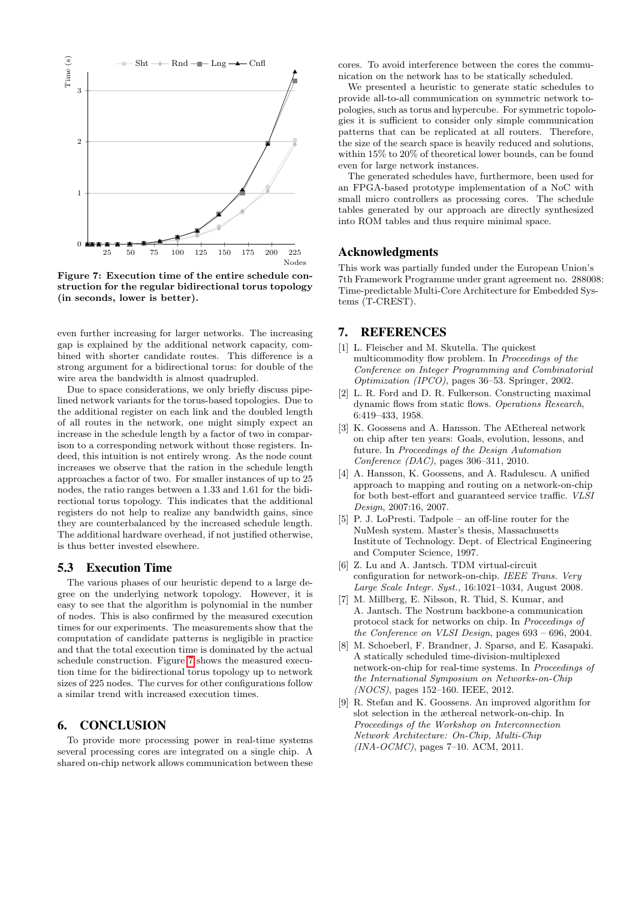Sht Rnd Lng Cnfl

Time (s)

3

2

1

0

25 50 75 100 125 150 175 200 225

Nodes

**Figure 7: Execution time of the entire schedule construction for the regular bidirectional torus topology (in seconds, lower is better).**

even further increasing for larger networks. The increasing gap is explained by the additional network capacity, combined with shorter candidate routes. This difference is a strong argument for a bidirectional torus: for double of the wire area the bandwidth is almost quadrupled.

Due to space considerations, we only briefly discuss pipelined network variants for the torus-based topologies. Due to the additional register on each link and the doubled length of all routes in the network, one might simply expect an increase in the schedule length by a factor of two in comparison to a corresponding network without those registers. Indeed, this intuition is not entirely wrong. As the node count increases we observe that the ration in the schedule length approaches a factor of two. For smaller instances of up to 25 nodes, the ratio ranges between a 1.33 and 1.61 for the bidirectional torus topology. This indicates that the additional registers do not help to realize any bandwidth gains, since they are counterbalanced by the increased schedule length. The additional hardware overhead, if not justified otherwise, is thus better invested elsewhere.

### 5.3 Execution Time

The various phases of our heuristic depend to a large degree on the underlying network topology. However, it is easy to see that the algorithm is polynomial in the number of nodes. This is also confirmed by the measured execution times for our experiments. The measurements show that the computation of candidate patterns is negligible in practice and that the total execution time is dominated by the actual schedule construction. Figure 7 shows the measured execution time for the bidirectional torus topology up to network sizes of 225 nodes. The curves for other configurations follow a similar trend with increased execution times.

## 6. CONCLUSION

To provide more processing power in real-time systems several processing cores are integrated on a single chip. A shared on-chip network allows communication between these cores. To avoid interference between the cores the communication on the network has to be statically scheduled.

We presented a heuristic to generate static schedules to provide all-to-all communication on symmetric network topologies, such as torus and hypercube. For symmetric topologies it is sufficient to consider only simple communication patterns that can be replicated at all routers. Therefore, the size of the search space is heavily reduced and solutions, within 15% to 20% of theoretical lower bounds, can be found even for large network instances.

The generated schedules have, furthermore, been used for an FPGA-based prototype implementation of a NoC with small micro controllers as processing cores. The schedule tables generated by our approach are directly synthesized into ROM tables and thus require minimal space.

## Acknowledgments

This work was partially funded under the European Union's 7th Framework Programme under grant agreement no. 288008: Time-predictable Multi-Core Architecture for Embedded Systems (T-CREST).

## 7. REFERENCES

[1] L. Fleischer and M. Skutella. The quickest multicommodity flow problem. In *Proceedings of the Conference on Integer Programming and Combinatorial Optimization (IPCO)*, pages 36–53. Springer, 2002.

[2] L. R. Ford and D. R. Fulkerson. Constructing maximal dynamic flows from static flows. *Operations Research*, 6:419–433, 1958.

[3] K. Goossens and A. Hansson. The AEthereal network on chip after ten years: Goals, evolution, lessons, and future. In *Proceedings of the Design Automation Conference (DAC)*, pages 306–311, 2010.

[4] A. Hansson, K. Goossens, and A. Radulescu. A unified approach to mapping and routing on a network-on-chip for both best-effort and guaranteed service traffic. *VLSI Design*, 2007:16, 2007.

[5] P. J. LoPresti. Tadpole – an off-line router for the NuMesh system. Master's thesis, Massachusetts Institute of Technology. Dept. of Electrical Engineering and Computer Science, 1997.

[6] Z. Lu and A. Jantsch. TDM virtual-circuit configuration for network-on-chip. *IEEE Trans. Very Large Scale Integr. Syst.*, 16:1021–1034, August 2008.

[7] M. Millberg, E. Nilsson, R. Thid, S. Kumar, and A. Jantsch. The Nostrum backbone-a communication protocol stack for networks on chip. In *Proceedings of the Conference on VLSI Design*, pages 693 – 696, 2004.

[8] M. Schoeberl, F. Brandner, J. Sparsø, and E. Kasapaki. A statically scheduled time-division-multiplexed network-on-chip for real-time systems. In *Proceedings of the International Symposium on Networks-on-Chip (NOCS)*, pages 152–160. IEEE, 2012.

[9] R. Stefan and K. Goossens. An improved algorithm for slot selection in the æthereal network-on-chip. In *Proceedings of the Workshop on Interconnection Network Architecture: On-Chip, Multi-Chip (INA-OCMC)*, pages 7–10. ACM, 2011.